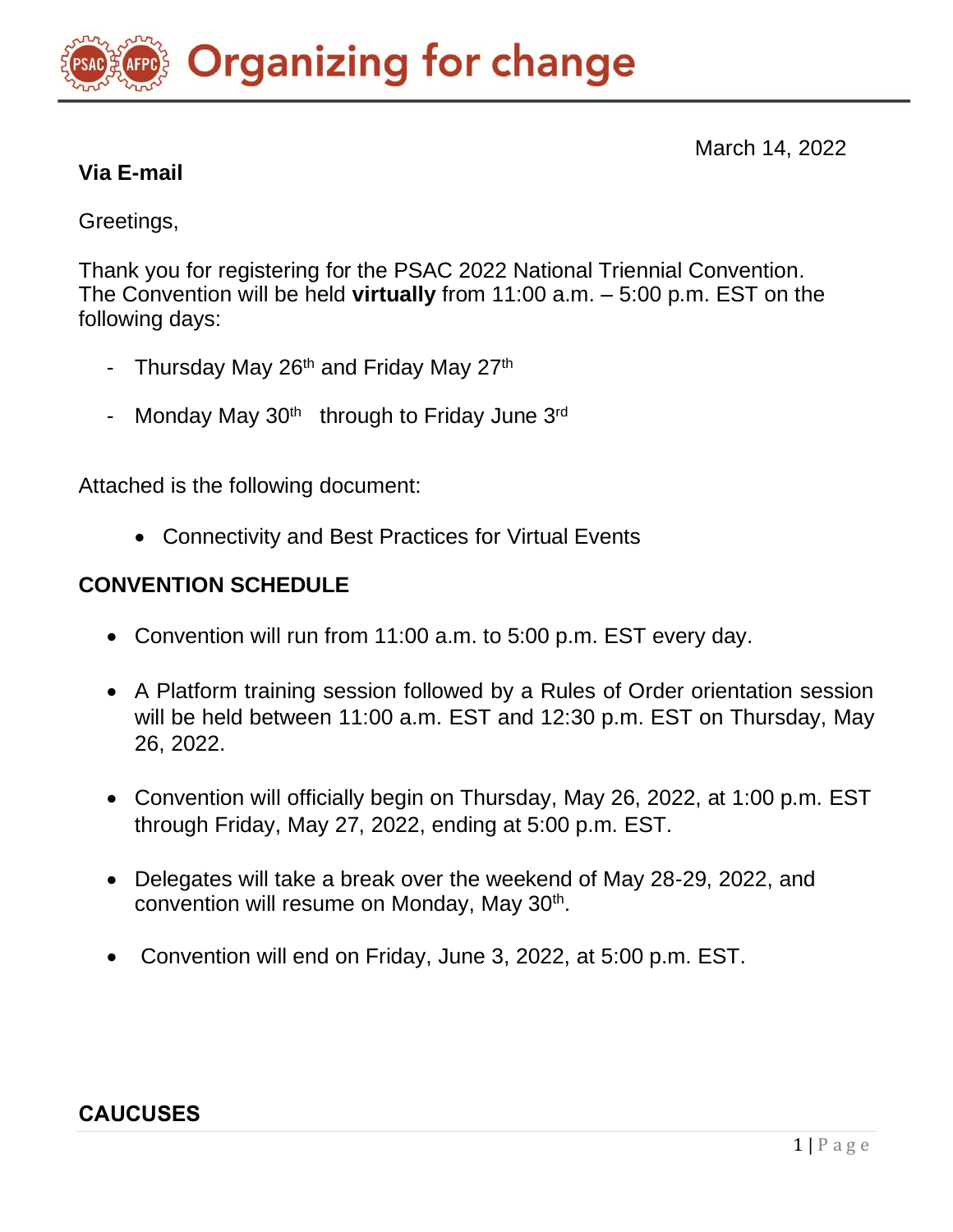# Organizing for change

March 14, 2022

**Via E-mail**

Greetings,

Thank you for registering for the PSAC 2022 National Triennial Convention. The Convention will be held **virtually** from 11:00 a.m. – 5:00 p.m. EST on the following days:

- Thursday May 26th and Friday May 27th
- Monday May 30th through to Friday June 3rd

Attached is the following document:

- Connectivity and Best Practices for Virtual Events

## CONVENTION SCHEDULE

- Convention will run from 11:00 a.m. to 5:00 p.m. EST every day.
- A Platform training session followed by a Rules of Order orientation session will be held between 11:00 a.m. EST and 12:30 p.m. EST on Thursday, May 26, 2022.
- Convention will officially begin on Thursday, May 26, 2022, at 1:00 p.m. EST through Friday, May 27, 2022, ending at 5:00 p.m. EST.
- Delegates will take a break over the weekend of May 28-29, 2022, and convention will resume on Monday, May 30th.
- Convention will end on Friday, June 3, 2022, at 5:00 p.m. EST.

## CAUCUSES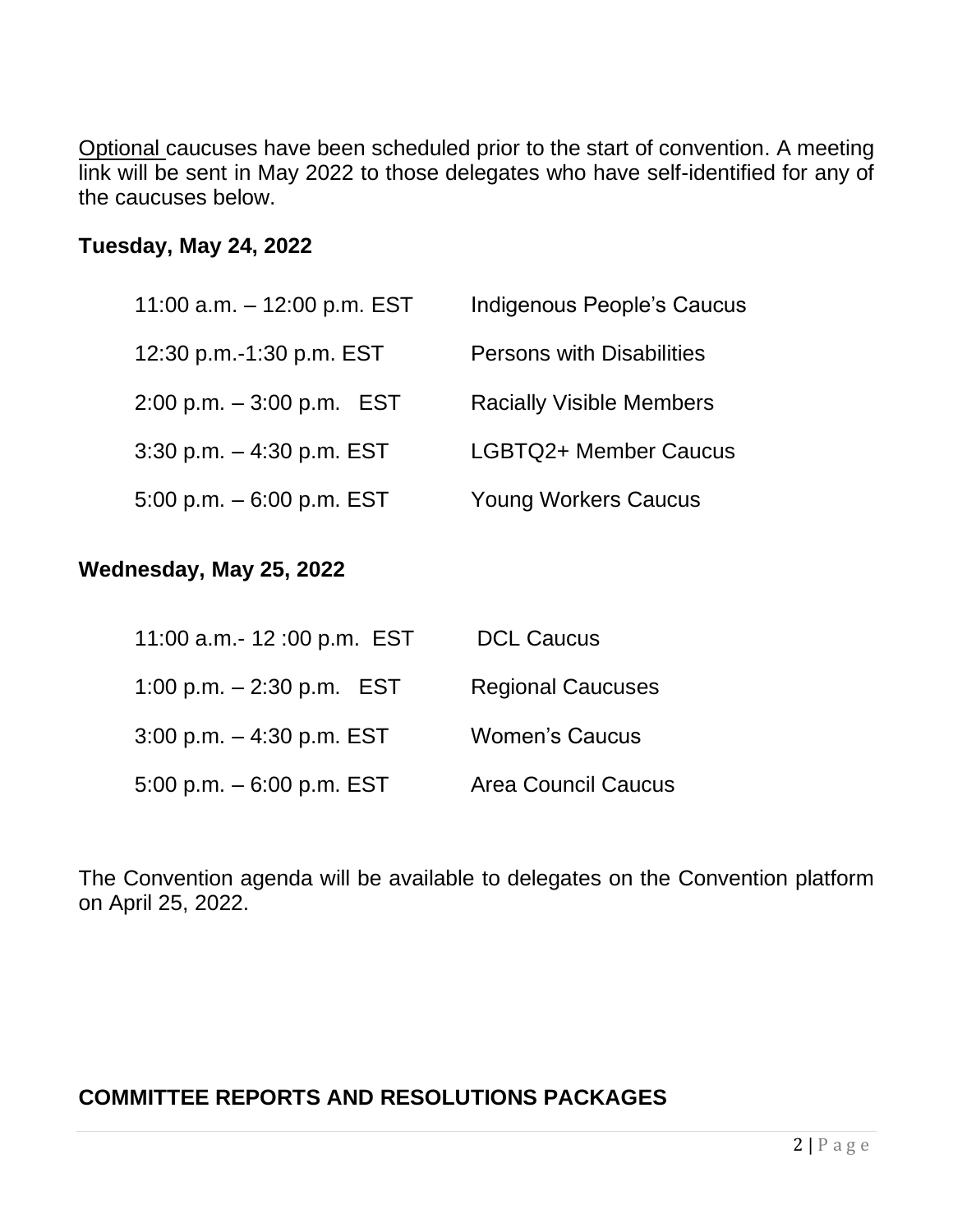Optional caucuses have been scheduled prior to the start of convention. A meeting link will be sent in May 2022 to those delegates who have self-identified for any of the caucuses below.

**Tuesday, May 24, 2022**

| | |
|---|---|
| 11:00 a.m. – 12:00 p.m. EST | Indigenous People's Caucus |
| 12:30 p.m.-1:30 p.m. EST | Persons with Disabilities |
| 2:00 p.m. – 3:00 p.m. EST | Racially Visible Members |
| 3:30 p.m. – 4:30 p.m. EST | LGBTQ2+ Member Caucus |
| 5:00 p.m. – 6:00 p.m. EST | Young Workers Caucus |

**Wednesday, May 25, 2022**

| | |
|---|---|
| 11:00 a.m.- 12 :00 p.m. EST | DCL Caucus |
| 1:00 p.m. – 2:30 p.m. EST | Regional Caucuses |
| 3:00 p.m. – 4:30 p.m. EST | Women's Caucus |
| 5:00 p.m. – 6:00 p.m. EST | Area Council Caucus |

The Convention agenda will be available to delegates on the Convention platform on April 25, 2022.

**COMMITTEE REPORTS AND RESOLUTIONS PACKAGES**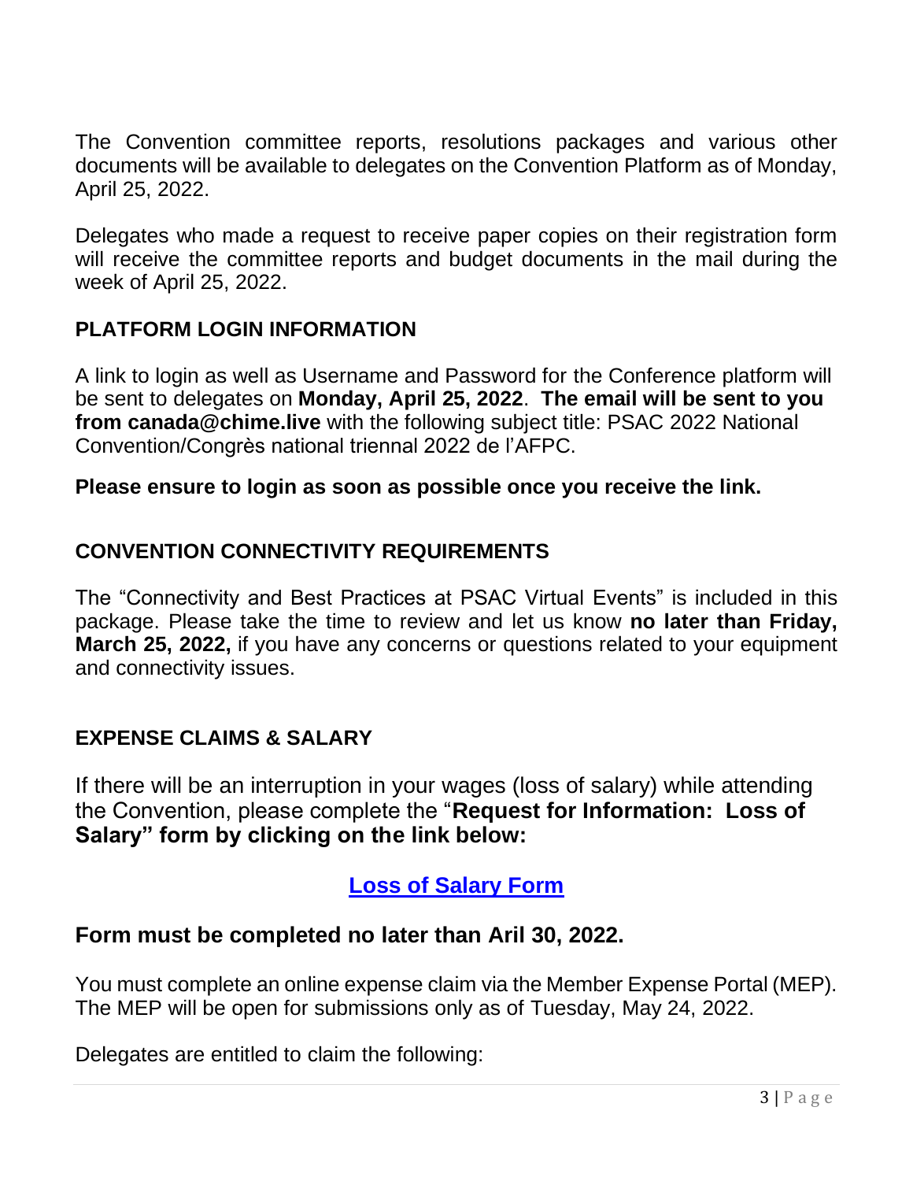The Convention committee reports, resolutions packages and various other documents will be available to delegates on the Convention Platform as of Monday, April 25, 2022.

Delegates who made a request to receive paper copies on their registration form will receive the committee reports and budget documents in the mail during the week of April 25, 2022.

## PLATFORM LOGIN INFORMATION

A link to login as well as Username and Password for the Conference platform will be sent to delegates on **Monday, April 25, 2022**. **The email will be sent to you from canada@chime.live** with the following subject title: PSAC 2022 National Convention/Congrès national triennal 2022 de l'AFPC.

**Please ensure to login as soon as possible once you receive the link.**

## CONVENTION CONNECTIVITY REQUIREMENTS

The "Connectivity and Best Practices at PSAC Virtual Events" is included in this package. Please take the time to review and let us know **no later than Friday, March 25, 2022,** if you have any concerns or questions related to your equipment and connectivity issues.

## EXPENSE CLAIMS & SALARY

If there will be an interruption in your wages (loss of salary) while attending the Convention, please complete the "**Request for Information: Loss of Salary" form by clicking on the link below:**

**Loss of Salary Form**

### Form must be completed no later than Aril 30, 2022.

You must complete an online expense claim via the Member Expense Portal (MEP). The MEP will be open for submissions only as of Tuesday, May 24, 2022.

Delegates are entitled to claim the following: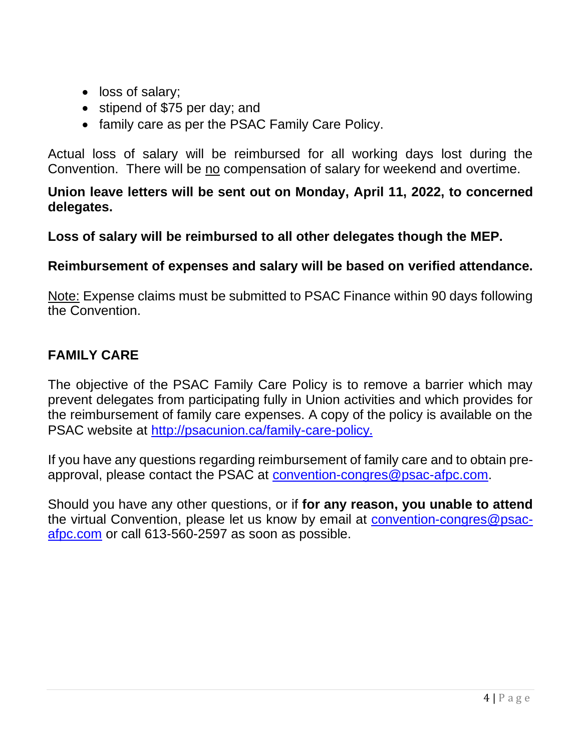- loss of salary;
- stipend of $75 per day; and
- family care as per the PSAC Family Care Policy.

Actual loss of salary will be reimbursed for all working days lost during the Convention. There will be no compensation of salary for weekend and overtime.

**Union leave letters will be sent out on Monday, April 11, 2022, to concerned delegates.**

**Loss of salary will be reimbursed to all other delegates though the MEP.**

**Reimbursement of expenses and salary will be based on verified attendance.**

Note: Expense claims must be submitted to PSAC Finance within 90 days following the Convention.

## FAMILY CARE

The objective of the PSAC Family Care Policy is to remove a barrier which may prevent delegates from participating fully in Union activities and which provides for the reimbursement of family care expenses. A copy of the policy is available on the PSAC website at [http://psacunion.ca/family-care-policy.](http://psacunion.ca/family-care-policy)

If you have any questions regarding reimbursement of family care and to obtain pre-approval, please contact the PSAC at [convention-congres@psac-afpc.com](mailto:convention-congres@psac-afpc.com).

Should you have any other questions, or if **for any reason, you unable to attend** the virtual Convention, please let us know by email at [convention-congres@psac-afpc.com](mailto:convention-congres@psac-afpc.com) or call 613-560-2597 as soon as possible.